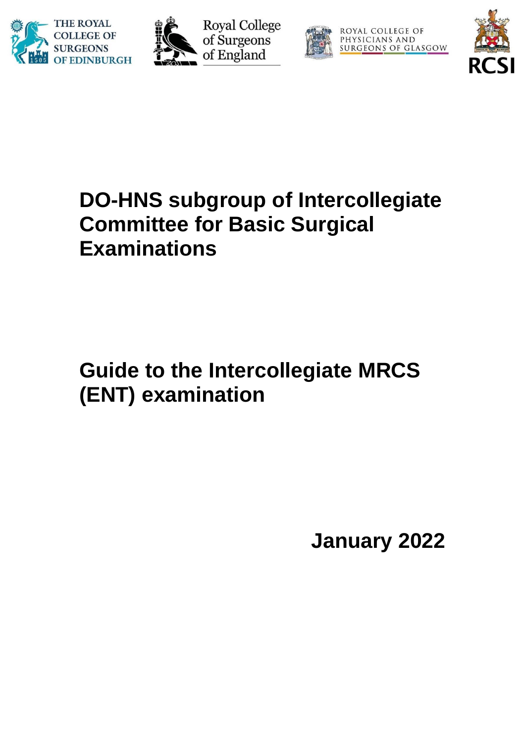THE ROYAL COLLEGE OF SURGEONS OF EDINBURGH

Royal College of Surgeons of England

ROYAL COLLEGE OF PHYSICIANS AND SURGEONS OF GLASGOW

RCSI

# DO-HNS subgroup of Intercollegiate Committee for Basic Surgical Examinations

# Guide to the Intercollegiate MRCS (ENT) examination

**January 2022**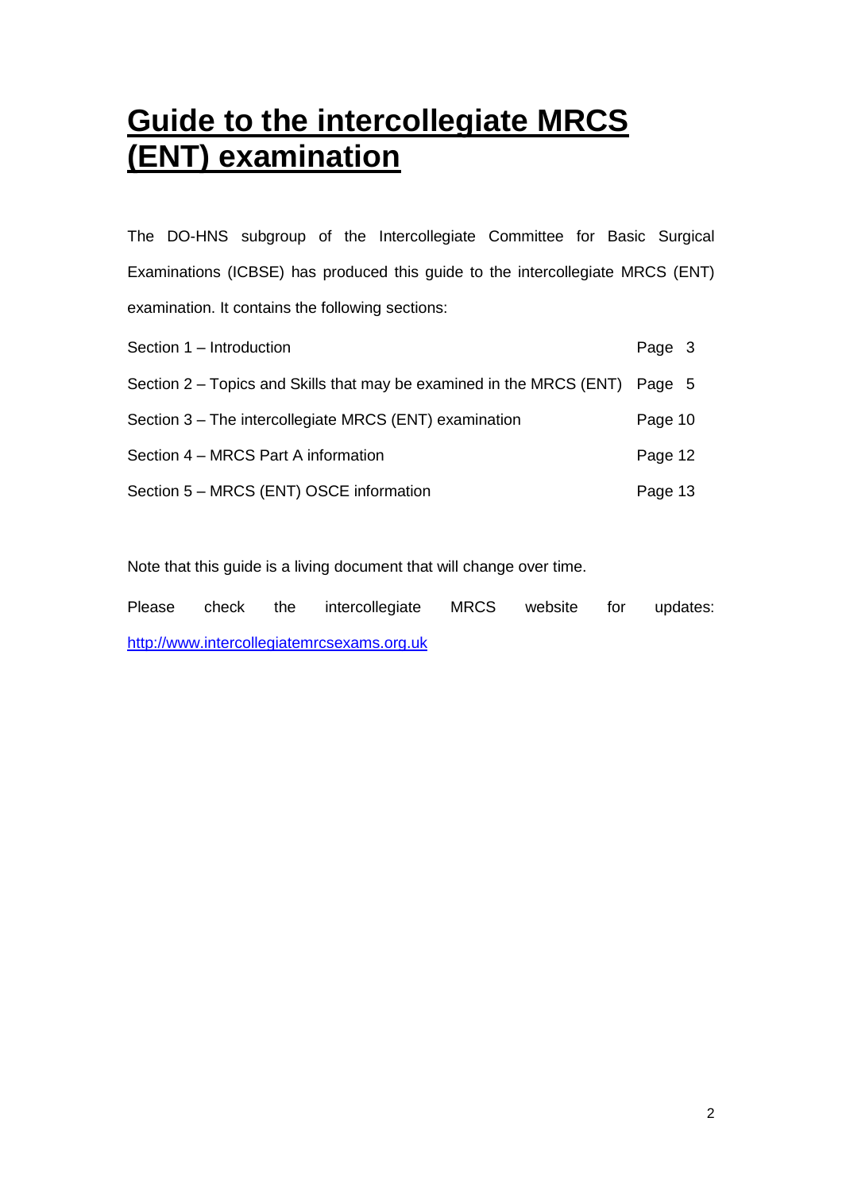# Guide to the intercollegiate MRCS (ENT) examination

The DO-HNS subgroup of the Intercollegiate Committee for Basic Surgical Examinations (ICBSE) has produced this guide to the intercollegiate MRCS (ENT) examination. It contains the following sections:

| | |
|---|---|
| Section 1 – Introduction | Page 3 |
| Section 2 – Topics and Skills that may be examined in the MRCS (ENT) | Page 5 |
| Section 3 – The intercollegiate MRCS (ENT) examination | Page 10 |
| Section 4 – MRCS Part A information | Page 12 |
| Section 5 – MRCS (ENT) OSCE information | Page 13 |

Note that this guide is a living document that will change over time.

Please check the intercollegiate MRCS website for updates: [http://www.intercollegiatemrcsexams.org.uk](http://www.intercollegiatemrcsexams.org.uk)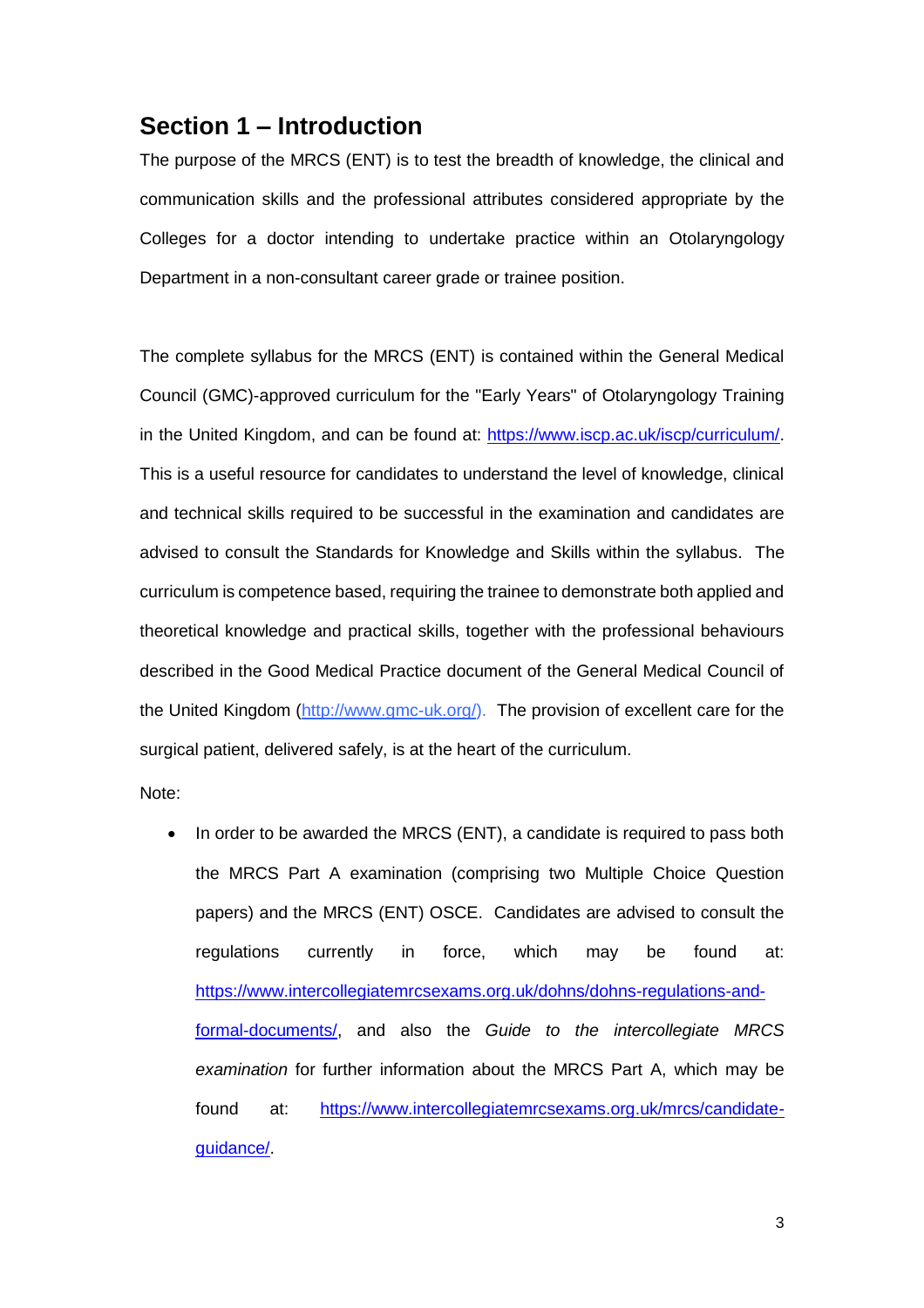## Section 1 – Introduction

The purpose of the MRCS (ENT) is to test the breadth of knowledge, the clinical and communication skills and the professional attributes considered appropriate by the Colleges for a doctor intending to undertake practice within an Otolaryngology Department in a non-consultant career grade or trainee position.

The complete syllabus for the MRCS (ENT) is contained within the General Medical Council (GMC)-approved curriculum for the "Early Years" of Otolaryngology Training in the United Kingdom, and can be found at: https://www.iscp.ac.uk/iscp/curriculum/. This is a useful resource for candidates to understand the level of knowledge, clinical and technical skills required to be successful in the examination and candidates are advised to consult the Standards for Knowledge and Skills within the syllabus. The curriculum is competence based, requiring the trainee to demonstrate both applied and theoretical knowledge and practical skills, together with the professional behaviours described in the Good Medical Practice document of the General Medical Council of the United Kingdom (http://www.gmc-uk.org/). The provision of excellent care for the surgical patient, delivered safely, is at the heart of the curriculum.

Note:

- In order to be awarded the MRCS (ENT), a candidate is required to pass both the MRCS Part A examination (comprising two Multiple Choice Question papers) and the MRCS (ENT) OSCE. Candidates are advised to consult the regulations currently in force, which may be found at: https://www.intercollegiatemrcsexams.org.uk/dohns/dohns-regulations-and-formal-documents/, and also the *Guide to the intercollegiate MRCS examination* for further information about the MRCS Part A, which may be found at: https://www.intercollegiatemrcsexams.org.uk/mrcs/candidate-guidance/.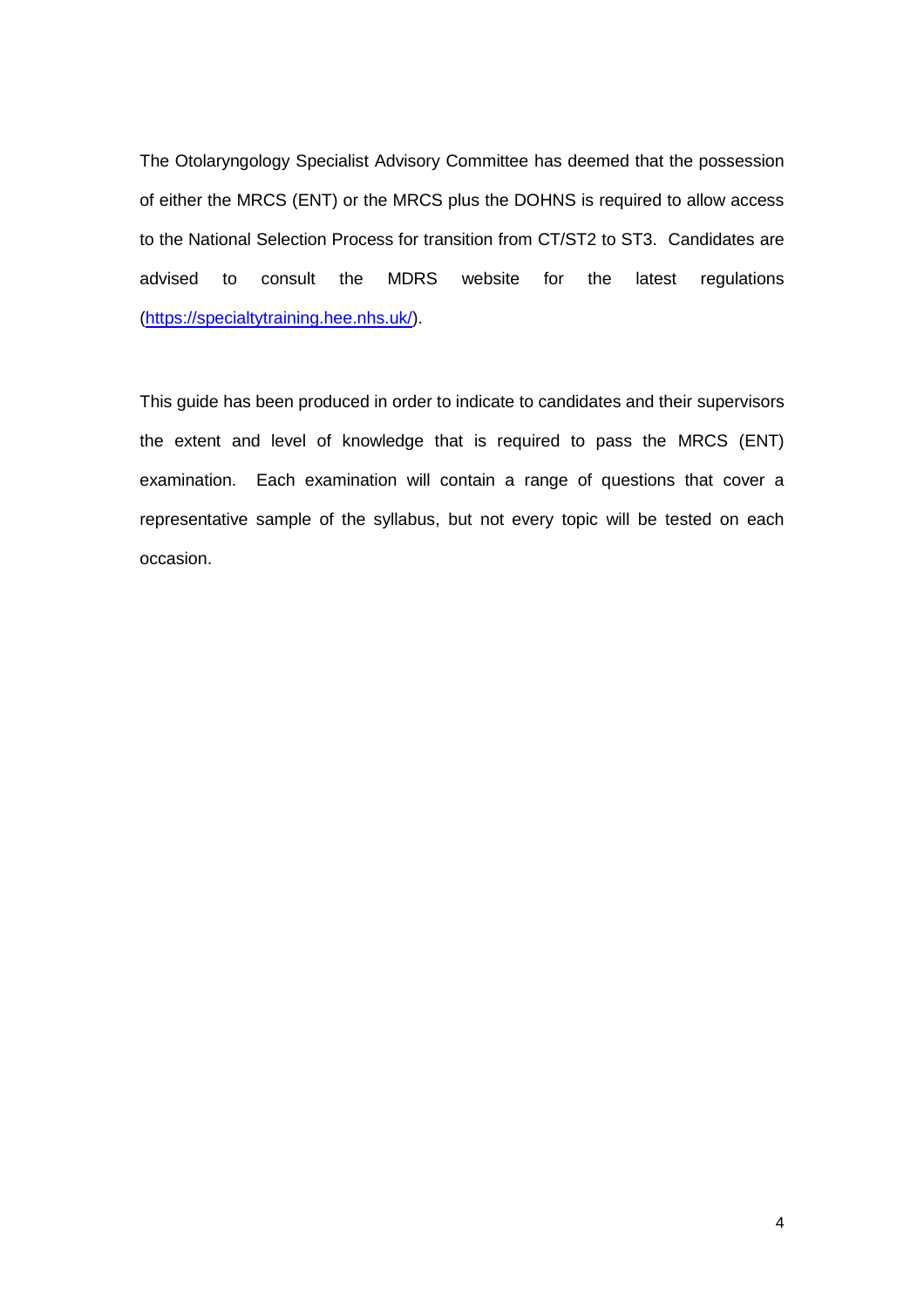The Otolaryngology Specialist Advisory Committee has deemed that the possession of either the MRCS (ENT) or the MRCS plus the DOHNS is required to allow access to the National Selection Process for transition from CT/ST2 to ST3. Candidates are advised to consult the MDRS website for the latest regulations (https://specialtytraining.hee.nhs.uk/).

This guide has been produced in order to indicate to candidates and their supervisors the extent and level of knowledge that is required to pass the MRCS (ENT) examination. Each examination will contain a range of questions that cover a representative sample of the syllabus, but not every topic will be tested on each occasion.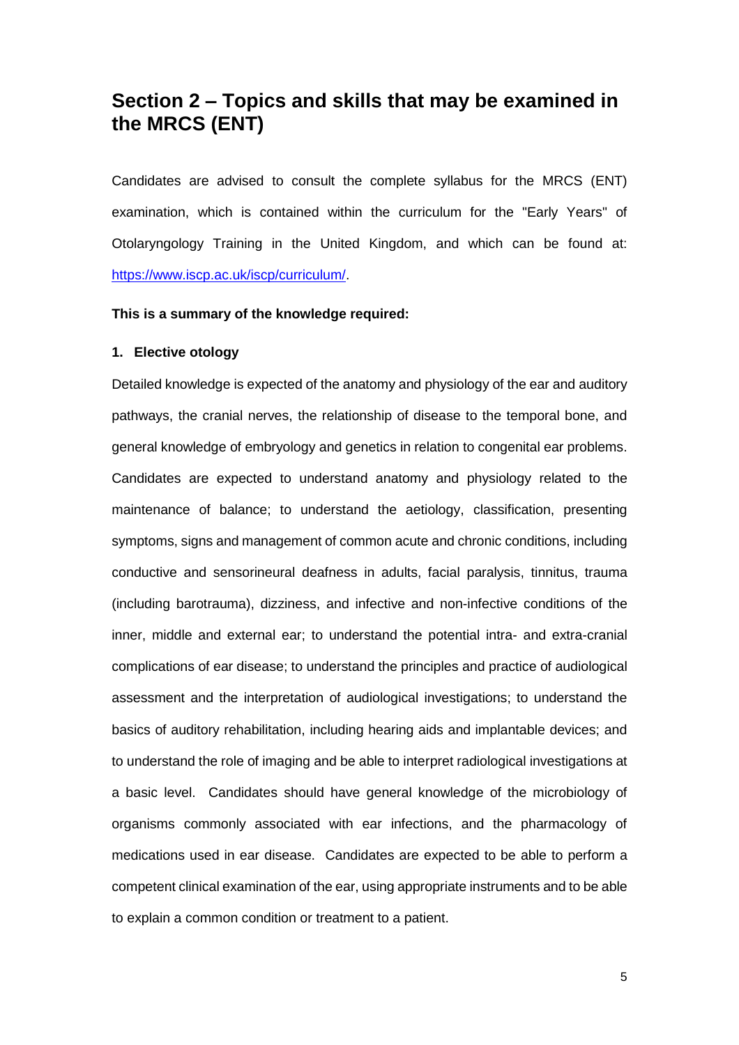## Section 2 – Topics and skills that may be examined in the MRCS (ENT)

Candidates are advised to consult the complete syllabus for the MRCS (ENT) examination, which is contained within the curriculum for the "Early Years" of Otolaryngology Training in the United Kingdom, and which can be found at: [https://www.iscp.ac.uk/iscp/curriculum/](https://www.iscp.ac.uk/iscp/curriculum/).

**This is a summary of the knowledge required:**

**1. Elective otology**

Detailed knowledge is expected of the anatomy and physiology of the ear and auditory pathways, the cranial nerves, the relationship of disease to the temporal bone, and general knowledge of embryology and genetics in relation to congenital ear problems. Candidates are expected to understand anatomy and physiology related to the maintenance of balance; to understand the aetiology, classification, presenting symptoms, signs and management of common acute and chronic conditions, including conductive and sensorineural deafness in adults, facial paralysis, tinnitus, trauma (including barotrauma), dizziness, and infective and non-infective conditions of the inner, middle and external ear; to understand the potential intra- and extra-cranial complications of ear disease; to understand the principles and practice of audiological assessment and the interpretation of audiological investigations; to understand the basics of auditory rehabilitation, including hearing aids and implantable devices; and to understand the role of imaging and be able to interpret radiological investigations at a basic level. Candidates should have general knowledge of the microbiology of organisms commonly associated with ear infections, and the pharmacology of medications used in ear disease. Candidates are expected to be able to perform a competent clinical examination of the ear, using appropriate instruments and to be able to explain a common condition or treatment to a patient.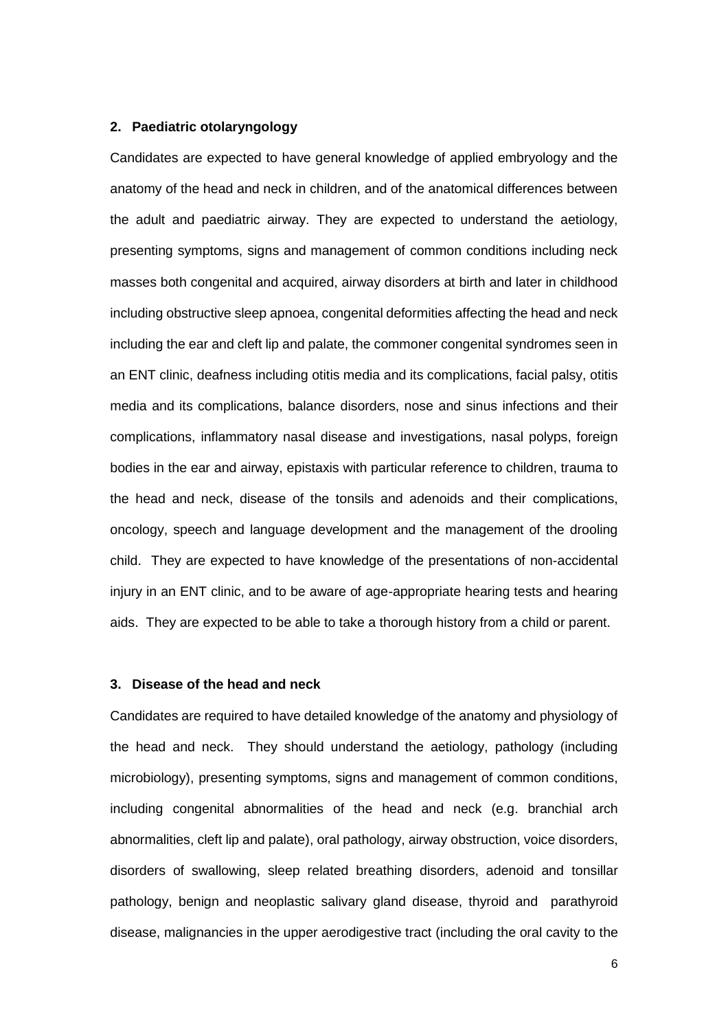## 2. Paediatric otolaryngology

Candidates are expected to have general knowledge of applied embryology and the anatomy of the head and neck in children, and of the anatomical differences between the adult and paediatric airway. They are expected to understand the aetiology, presenting symptoms, signs and management of common conditions including neck masses both congenital and acquired, airway disorders at birth and later in childhood including obstructive sleep apnoea, congenital deformities affecting the head and neck including the ear and cleft lip and palate, the commoner congenital syndromes seen in an ENT clinic, deafness including otitis media and its complications, facial palsy, otitis media and its complications, balance disorders, nose and sinus infections and their complications, inflammatory nasal disease and investigations, nasal polyps, foreign bodies in the ear and airway, epistaxis with particular reference to children, trauma to the head and neck, disease of the tonsils and adenoids and their complications, oncology, speech and language development and the management of the drooling child. They are expected to have knowledge of the presentations of non-accidental injury in an ENT clinic, and to be aware of age-appropriate hearing tests and hearing aids. They are expected to be able to take a thorough history from a child or parent.

## 3. Disease of the head and neck

Candidates are required to have detailed knowledge of the anatomy and physiology of the head and neck. They should understand the aetiology, pathology (including microbiology), presenting symptoms, signs and management of common conditions, including congenital abnormalities of the head and neck (e.g. branchial arch abnormalities, cleft lip and palate), oral pathology, airway obstruction, voice disorders, disorders of swallowing, sleep related breathing disorders, adenoid and tonsillar pathology, benign and neoplastic salivary gland disease, thyroid and parathyroid disease, malignancies in the upper aerodigestive tract (including the oral cavity to the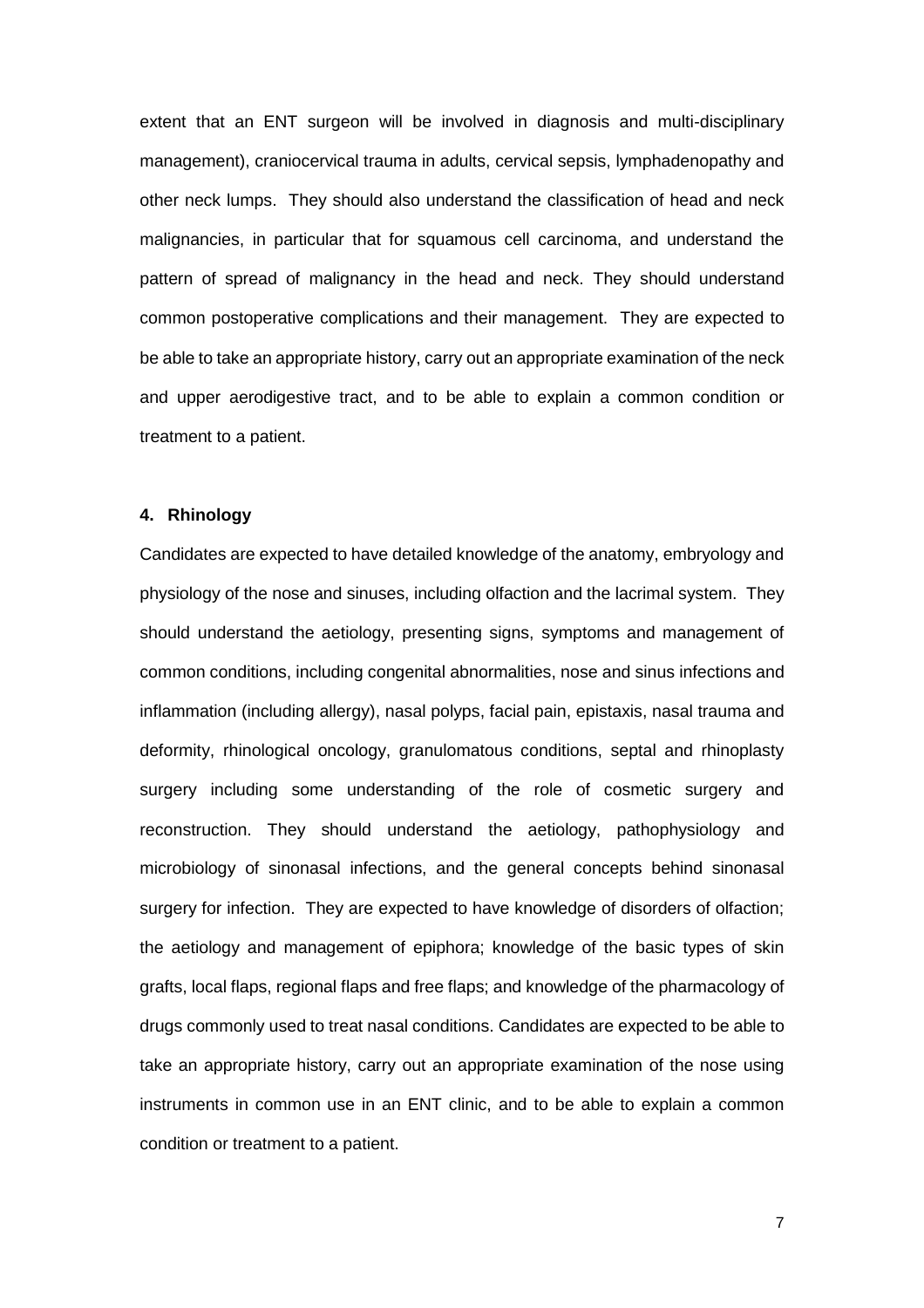extent that an ENT surgeon will be involved in diagnosis and multi-disciplinary management), craniocervical trauma in adults, cervical sepsis, lymphadenopathy and other neck lumps. They should also understand the classification of head and neck malignancies, in particular that for squamous cell carcinoma, and understand the pattern of spread of malignancy in the head and neck. They should understand common postoperative complications and their management. They are expected to be able to take an appropriate history, carry out an appropriate examination of the neck and upper aerodigestive tract, and to be able to explain a common condition or treatment to a patient.

## 4. Rhinology

Candidates are expected to have detailed knowledge of the anatomy, embryology and physiology of the nose and sinuses, including olfaction and the lacrimal system. They should understand the aetiology, presenting signs, symptoms and management of common conditions, including congenital abnormalities, nose and sinus infections and inflammation (including allergy), nasal polyps, facial pain, epistaxis, nasal trauma and deformity, rhinological oncology, granulomatous conditions, septal and rhinoplasty surgery including some understanding of the role of cosmetic surgery and reconstruction. They should understand the aetiology, pathophysiology and microbiology of sinonasal infections, and the general concepts behind sinonasal surgery for infection. They are expected to have knowledge of disorders of olfaction; the aetiology and management of epiphora; knowledge of the basic types of skin grafts, local flaps, regional flaps and free flaps; and knowledge of the pharmacology of drugs commonly used to treat nasal conditions. Candidates are expected to be able to take an appropriate history, carry out an appropriate examination of the nose using instruments in common use in an ENT clinic, and to be able to explain a common condition or treatment to a patient.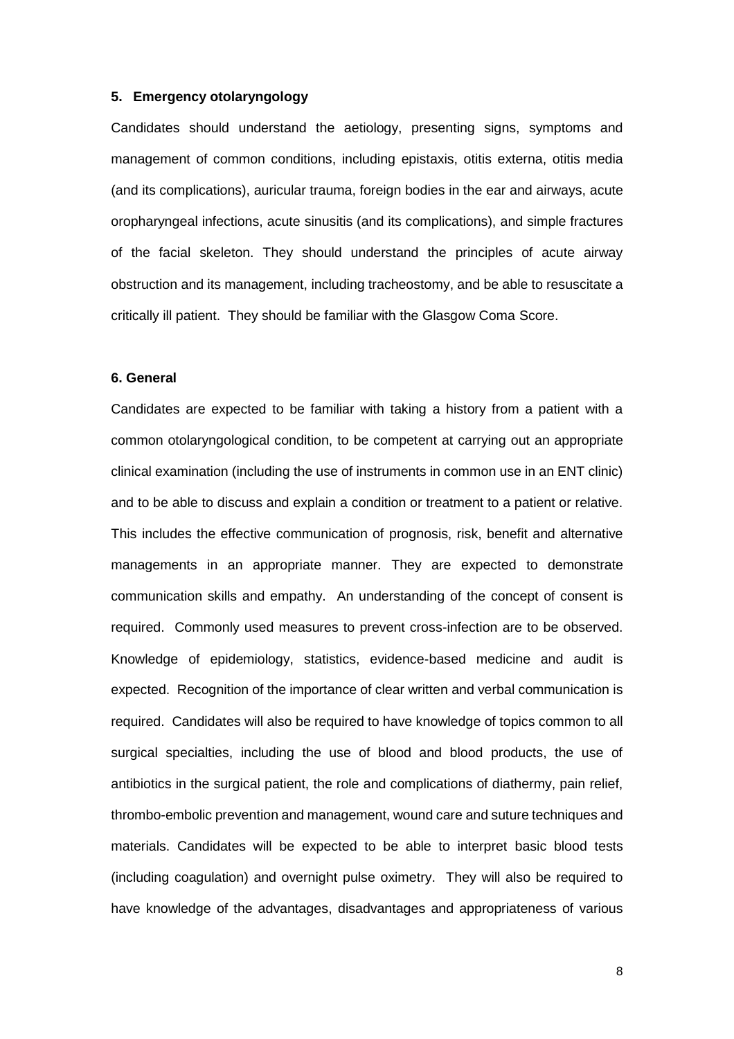### 5. Emergency otolaryngology

Candidates should understand the aetiology, presenting signs, symptoms and management of common conditions, including epistaxis, otitis externa, otitis media (and its complications), auricular trauma, foreign bodies in the ear and airways, acute oropharyngeal infections, acute sinusitis (and its complications), and simple fractures of the facial skeleton. They should understand the principles of acute airway obstruction and its management, including tracheostomy, and be able to resuscitate a critically ill patient. They should be familiar with the Glasgow Coma Score.

### 6. General

Candidates are expected to be familiar with taking a history from a patient with a common otolaryngological condition, to be competent at carrying out an appropriate clinical examination (including the use of instruments in common use in an ENT clinic) and to be able to discuss and explain a condition or treatment to a patient or relative. This includes the effective communication of prognosis, risk, benefit and alternative managements in an appropriate manner. They are expected to demonstrate communication skills and empathy. An understanding of the concept of consent is required. Commonly used measures to prevent cross-infection are to be observed. Knowledge of epidemiology, statistics, evidence-based medicine and audit is expected. Recognition of the importance of clear written and verbal communication is required. Candidates will also be required to have knowledge of topics common to all surgical specialties, including the use of blood and blood products, the use of antibiotics in the surgical patient, the role and complications of diathermy, pain relief, thrombo-embolic prevention and management, wound care and suture techniques and materials. Candidates will be expected to be able to interpret basic blood tests (including coagulation) and overnight pulse oximetry. They will also be required to have knowledge of the advantages, disadvantages and appropriateness of various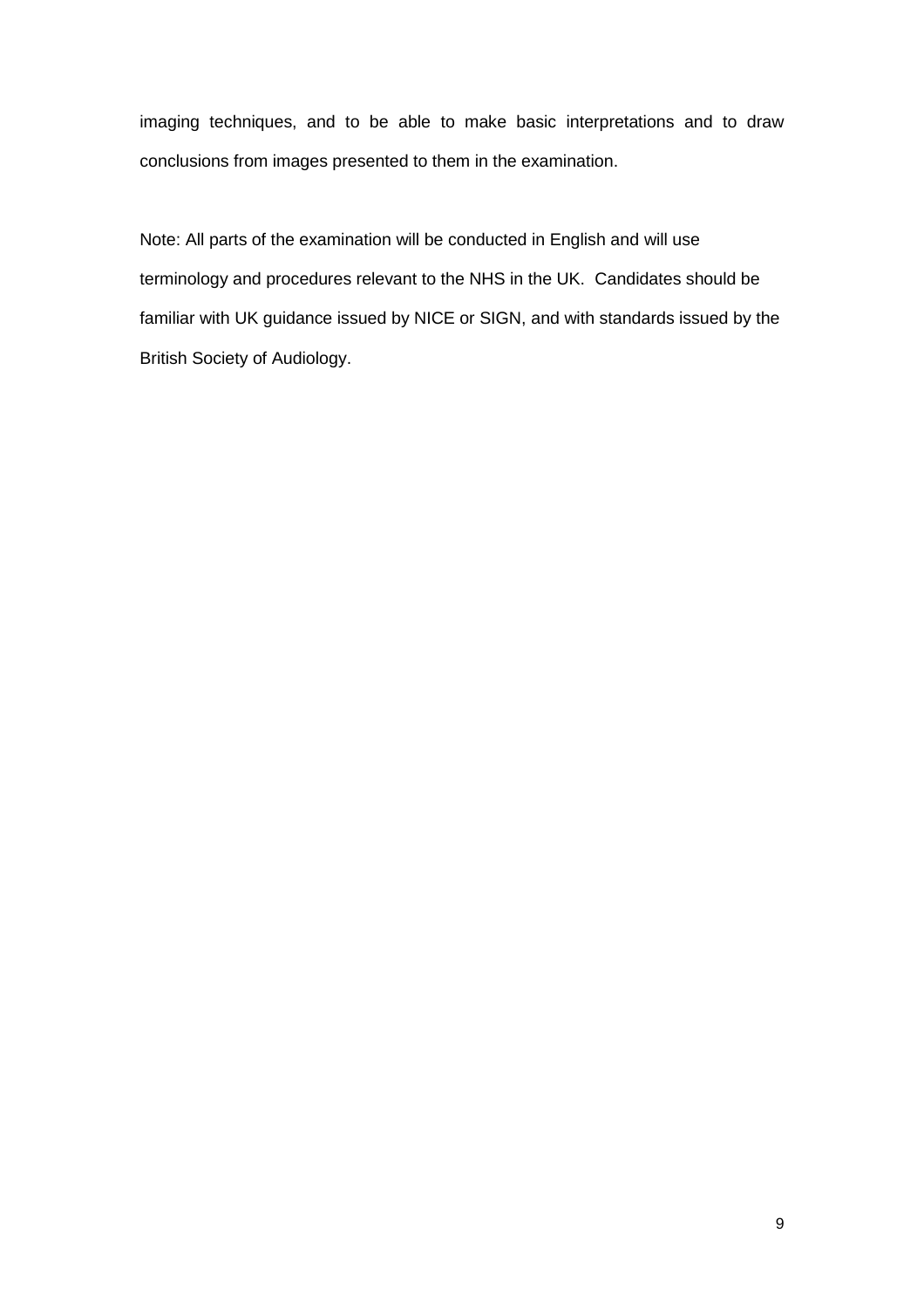imaging techniques, and to be able to make basic interpretations and to draw conclusions from images presented to them in the examination.

Note: All parts of the examination will be conducted in English and will use terminology and procedures relevant to the NHS in the UK. Candidates should be familiar with UK guidance issued by NICE or SIGN, and with standards issued by the British Society of Audiology.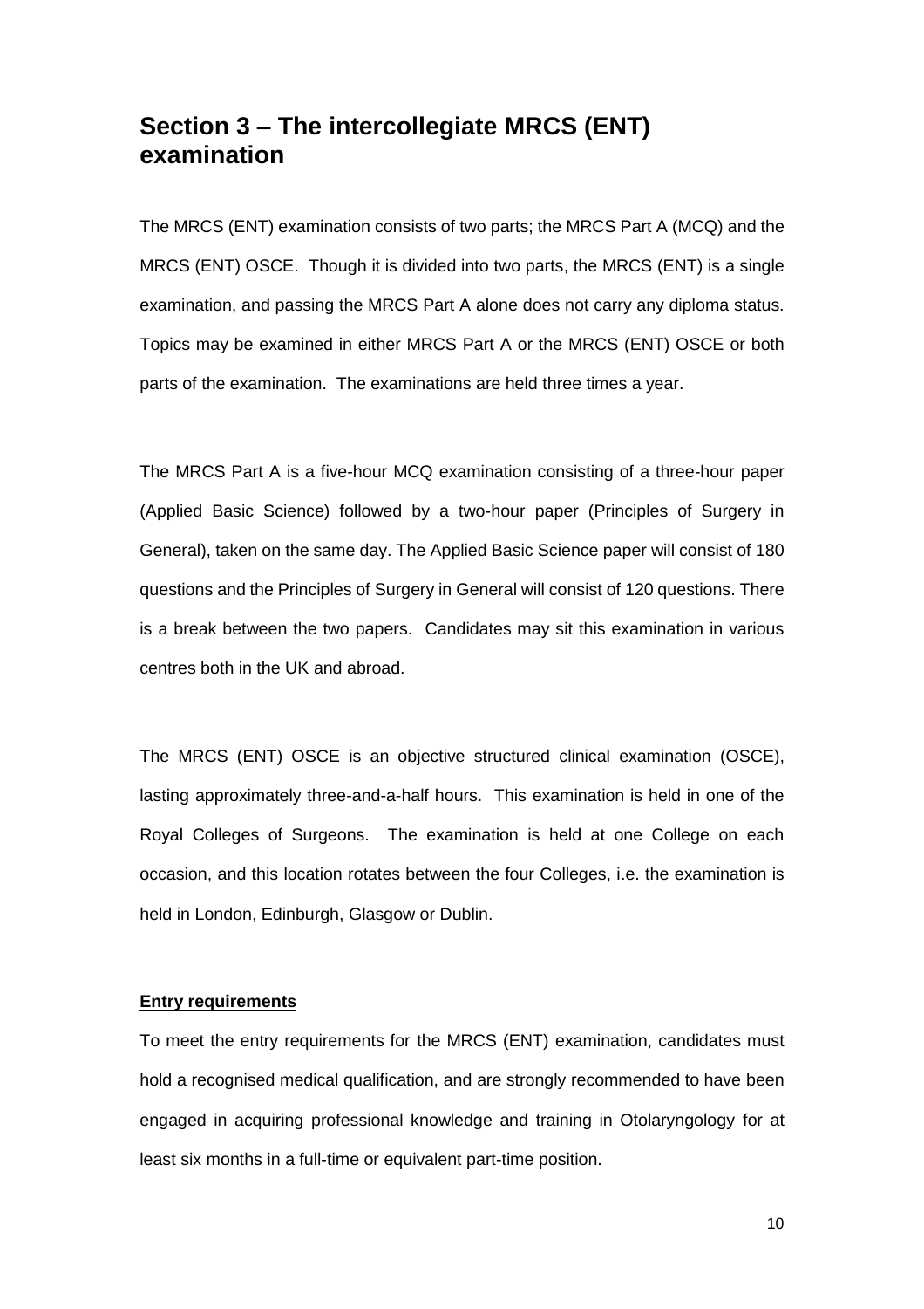## Section 3 – The intercollegiate MRCS (ENT) examination

The MRCS (ENT) examination consists of two parts; the MRCS Part A (MCQ) and the MRCS (ENT) OSCE. Though it is divided into two parts, the MRCS (ENT) is a single examination, and passing the MRCS Part A alone does not carry any diploma status. Topics may be examined in either MRCS Part A or the MRCS (ENT) OSCE or both parts of the examination. The examinations are held three times a year.

The MRCS Part A is a five-hour MCQ examination consisting of a three-hour paper (Applied Basic Science) followed by a two-hour paper (Principles of Surgery in General), taken on the same day. The Applied Basic Science paper will consist of 180 questions and the Principles of Surgery in General will consist of 120 questions. There is a break between the two papers. Candidates may sit this examination in various centres both in the UK and abroad.

The MRCS (ENT) OSCE is an objective structured clinical examination (OSCE), lasting approximately three-and-a-half hours. This examination is held in one of the Royal Colleges of Surgeons. The examination is held at one College on each occasion, and this location rotates between the four Colleges, i.e. the examination is held in London, Edinburgh, Glasgow or Dublin.

**Entry requirements**

To meet the entry requirements for the MRCS (ENT) examination, candidates must hold a recognised medical qualification, and are strongly recommended to have been engaged in acquiring professional knowledge and training in Otolaryngology for at least six months in a full-time or equivalent part-time position.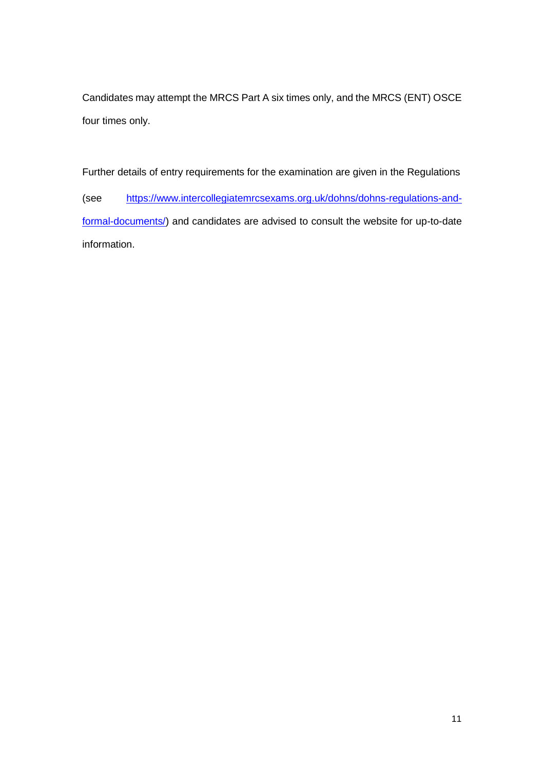Candidates may attempt the MRCS Part A six times only, and the MRCS (ENT) OSCE four times only.

Further details of entry requirements for the examination are given in the Regulations (see https://www.intercollegiatemrcsexams.org.uk/dohns/dohns-regulations-and-formal-documents/) and candidates are advised to consult the website for up-to-date information.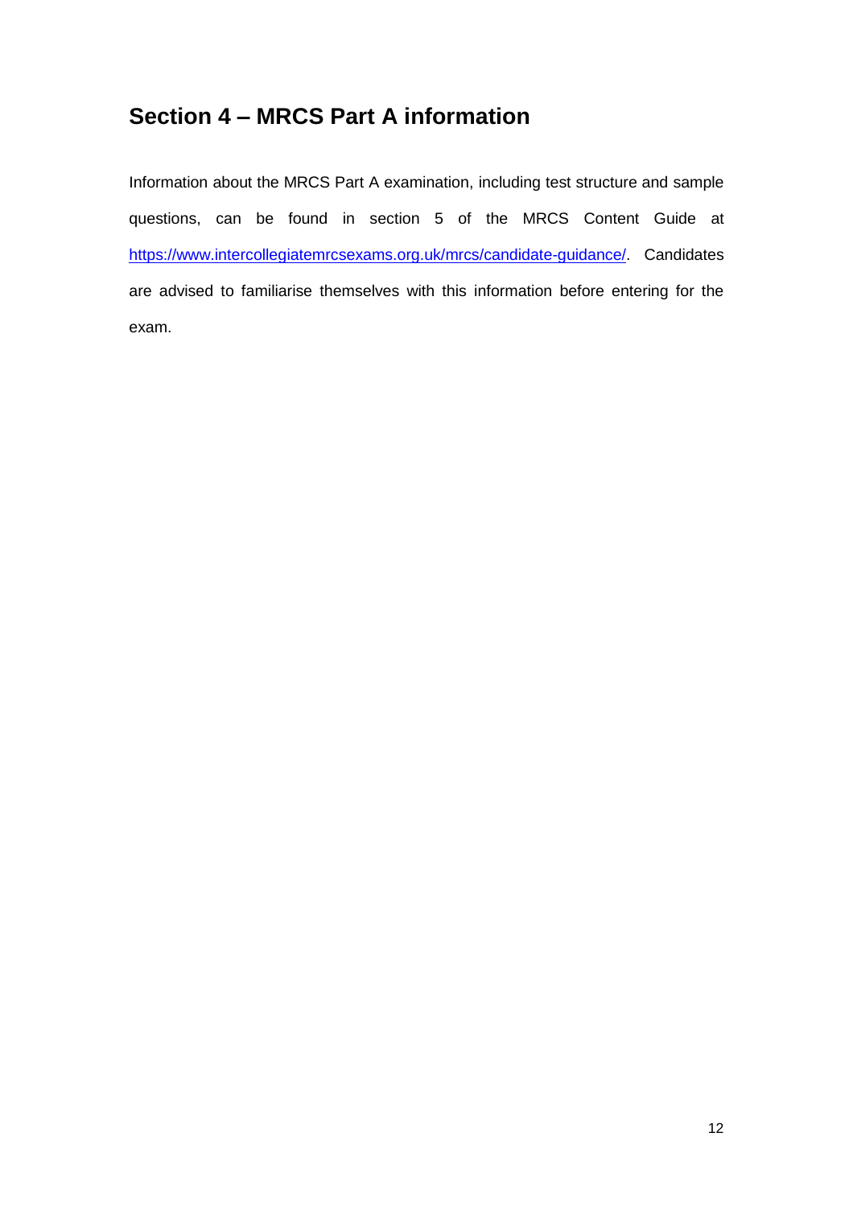## Section 4 – MRCS Part A information

Information about the MRCS Part A examination, including test structure and sample questions, can be found in section 5 of the MRCS Content Guide at [https://www.intercollegiatemrcsexams.org.uk/mrcs/candidate-guidance/](https://www.intercollegiatemrcsexams.org.uk/mrcs/candidate-guidance/). Candidates are advised to familiarise themselves with this information before entering for the exam.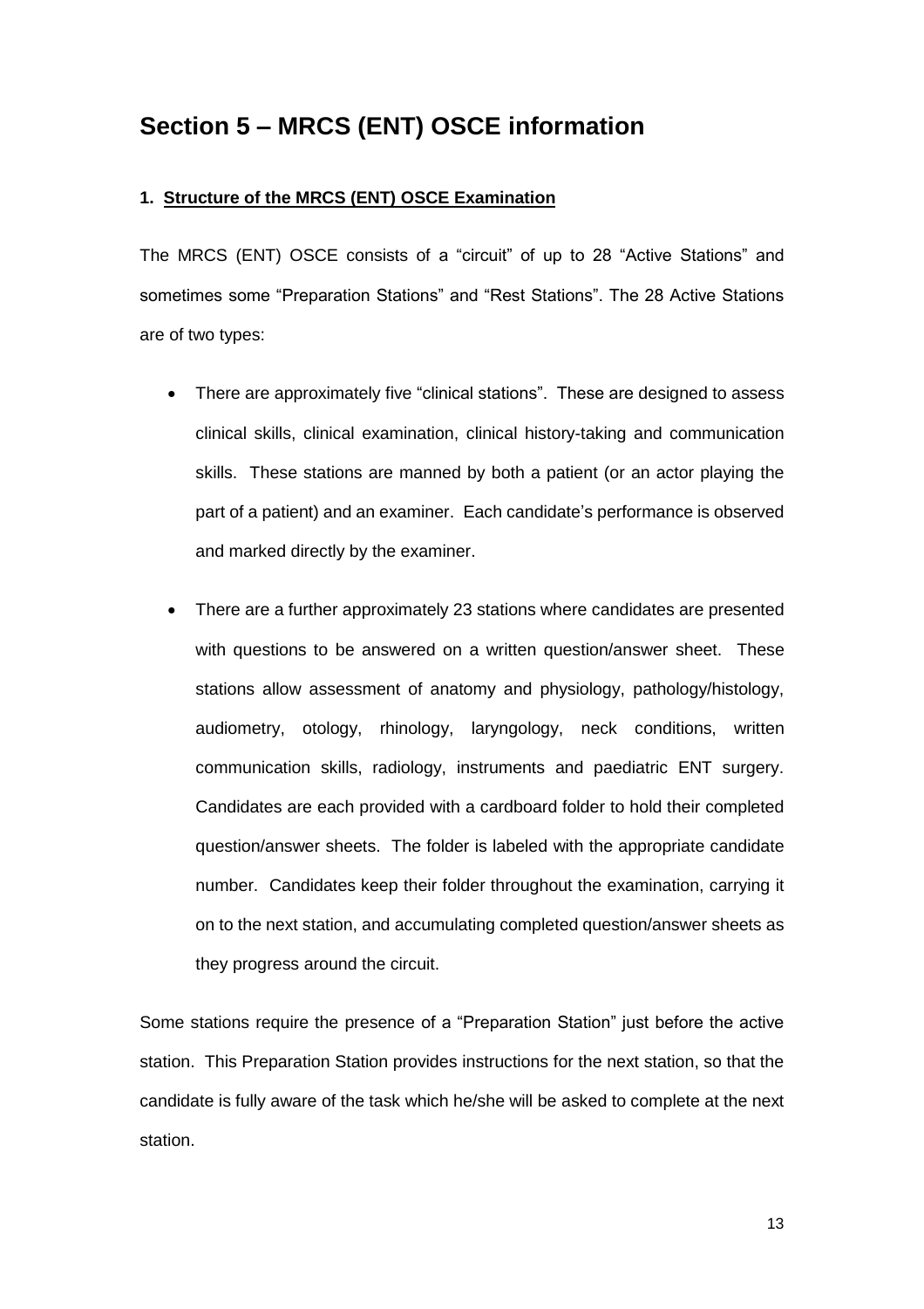# Section 5 – MRCS (ENT) OSCE information

## 1. Structure of the MRCS (ENT) OSCE Examination

The MRCS (ENT) OSCE consists of a "circuit" of up to 28 "Active Stations" and sometimes some "Preparation Stations" and "Rest Stations". The 28 Active Stations are of two types:

- There are approximately five "clinical stations". These are designed to assess clinical skills, clinical examination, clinical history-taking and communication skills. These stations are manned by both a patient (or an actor playing the part of a patient) and an examiner. Each candidate's performance is observed and marked directly by the examiner.
- There are a further approximately 23 stations where candidates are presented with questions to be answered on a written question/answer sheet. These stations allow assessment of anatomy and physiology, pathology/histology, audiometry, otology, rhinology, laryngology, neck conditions, written communication skills, radiology, instruments and paediatric ENT surgery. Candidates are each provided with a cardboard folder to hold their completed question/answer sheets. The folder is labeled with the appropriate candidate number. Candidates keep their folder throughout the examination, carrying it on to the next station, and accumulating completed question/answer sheets as they progress around the circuit.

Some stations require the presence of a "Preparation Station" just before the active station. This Preparation Station provides instructions for the next station, so that the candidate is fully aware of the task which he/she will be asked to complete at the next station.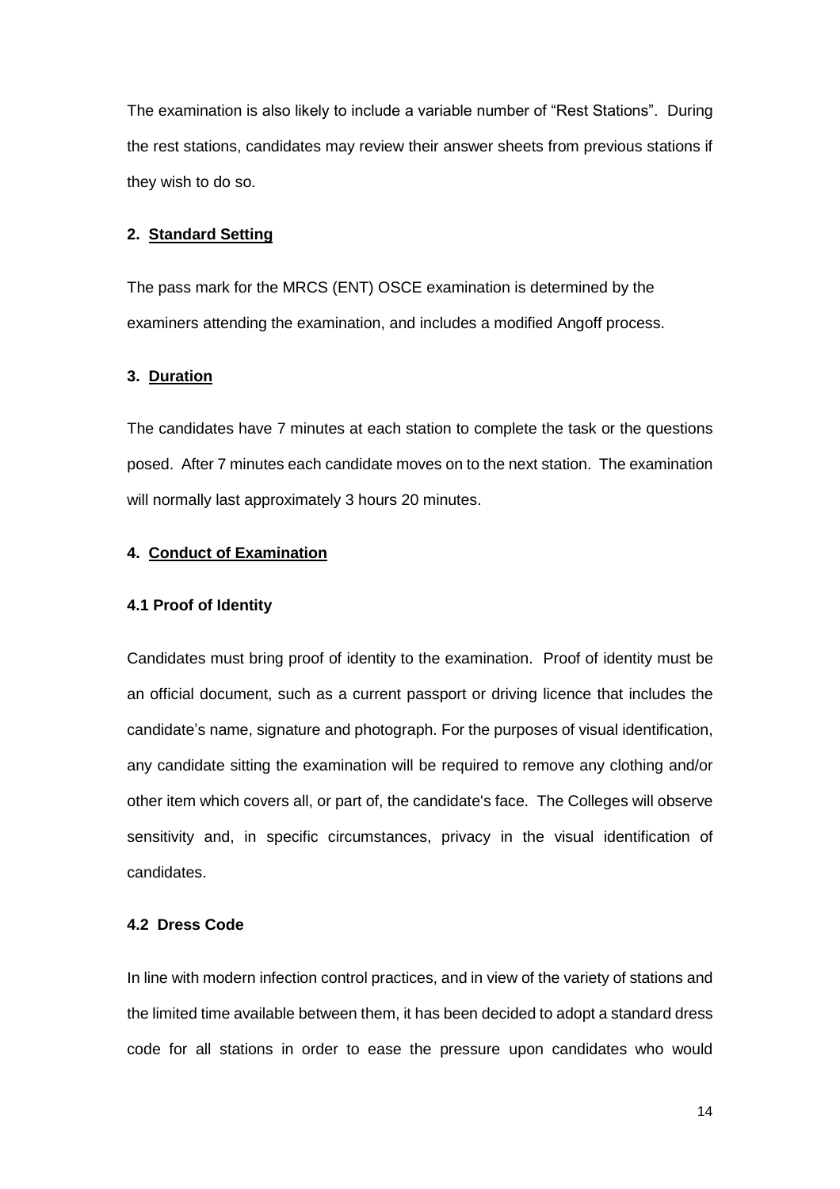The examination is also likely to include a variable number of "Rest Stations". During the rest stations, candidates may review their answer sheets from previous stations if they wish to do so.

## 2. Standard Setting

The pass mark for the MRCS (ENT) OSCE examination is determined by the examiners attending the examination, and includes a modified Angoff process.

## 3. Duration

The candidates have 7 minutes at each station to complete the task or the questions posed. After 7 minutes each candidate moves on to the next station. The examination will normally last approximately 3 hours 20 minutes.

## 4. Conduct of Examination

### 4.1 Proof of Identity

Candidates must bring proof of identity to the examination. Proof of identity must be an official document, such as a current passport or driving licence that includes the candidate's name, signature and photograph. For the purposes of visual identification, any candidate sitting the examination will be required to remove any clothing and/or other item which covers all, or part of, the candidate's face. The Colleges will observe sensitivity and, in specific circumstances, privacy in the visual identification of candidates.

### 4.2 Dress Code

In line with modern infection control practices, and in view of the variety of stations and the limited time available between them, it has been decided to adopt a standard dress code for all stations in order to ease the pressure upon candidates who would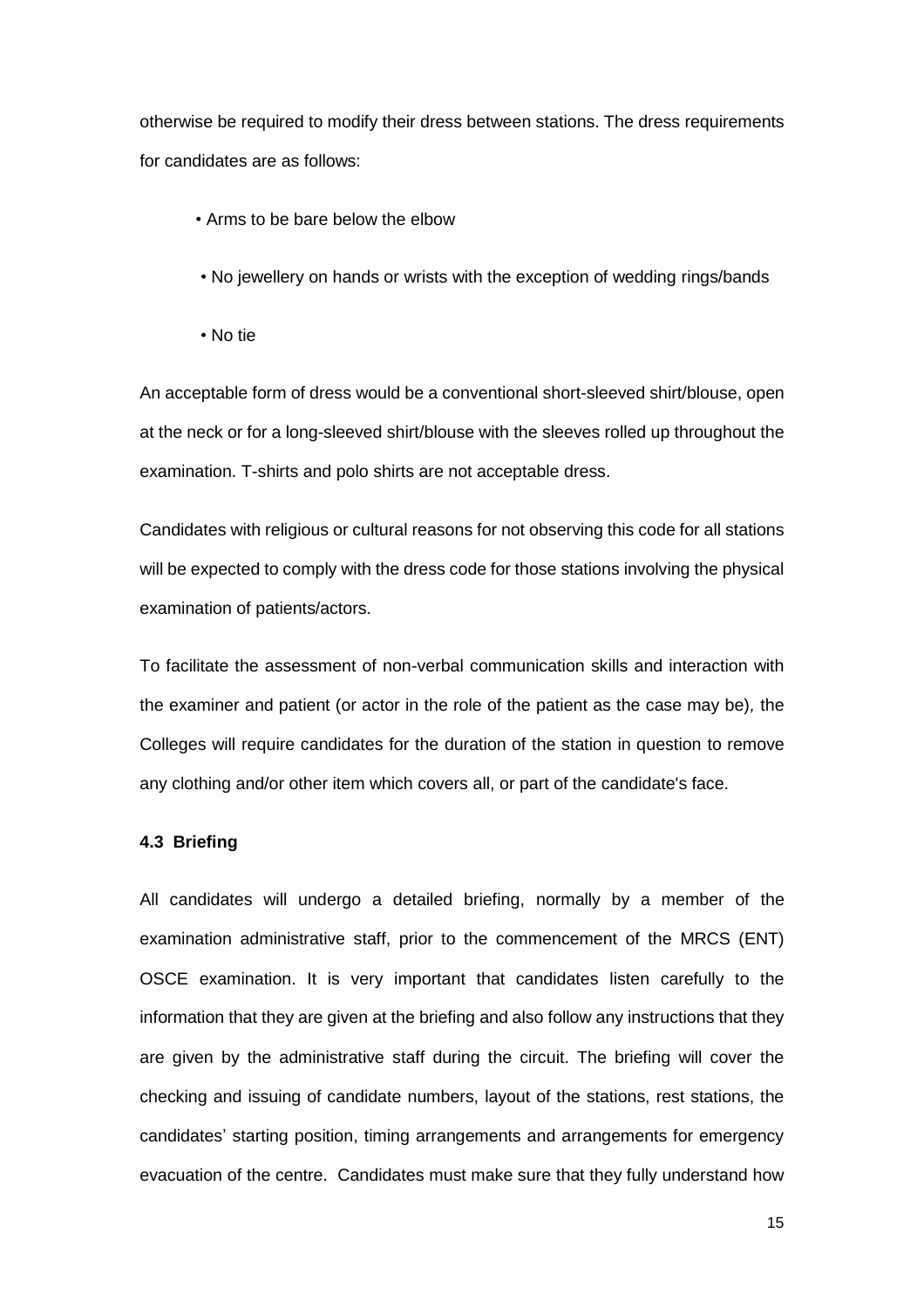otherwise be required to modify their dress between stations. The dress requirements for candidates are as follows:

- Arms to be bare below the elbow
- No jewellery on hands or wrists with the exception of wedding rings/bands
- No tie

An acceptable form of dress would be a conventional short-sleeved shirt/blouse, open at the neck or for a long-sleeved shirt/blouse with the sleeves rolled up throughout the examination. T-shirts and polo shirts are not acceptable dress.

Candidates with religious or cultural reasons for not observing this code for all stations will be expected to comply with the dress code for those stations involving the physical examination of patients/actors.

To facilitate the assessment of non-verbal communication skills and interaction with the examiner and patient (or actor in the role of the patient as the case may be), the Colleges will require candidates for the duration of the station in question to remove any clothing and/or other item which covers all, or part of the candidate's face.

#### 4.3 Briefing

All candidates will undergo a detailed briefing, normally by a member of the examination administrative staff, prior to the commencement of the MRCS (ENT) OSCE examination. It is very important that candidates listen carefully to the information that they are given at the briefing and also follow any instructions that they are given by the administrative staff during the circuit. The briefing will cover the checking and issuing of candidate numbers, layout of the stations, rest stations, the candidates' starting position, timing arrangements and arrangements for emergency evacuation of the centre. Candidates must make sure that they fully understand how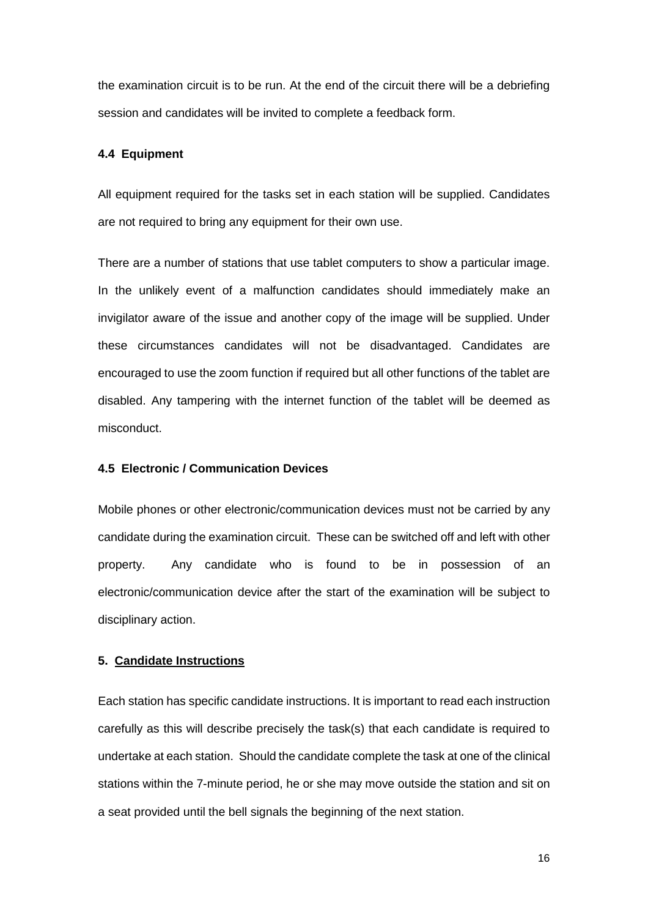the examination circuit is to be run. At the end of the circuit there will be a debriefing session and candidates will be invited to complete a feedback form.

### 4.4 Equipment

All equipment required for the tasks set in each station will be supplied. Candidates are not required to bring any equipment for their own use.

There are a number of stations that use tablet computers to show a particular image. In the unlikely event of a malfunction candidates should immediately make an invigilator aware of the issue and another copy of the image will be supplied. Under these circumstances candidates will not be disadvantaged. Candidates are encouraged to use the zoom function if required but all other functions of the tablet are disabled. Any tampering with the internet function of the tablet will be deemed as misconduct.

### 4.5 Electronic / Communication Devices

Mobile phones or other electronic/communication devices must not be carried by any candidate during the examination circuit. These can be switched off and left with other property. Any candidate who is found to be in possession of an electronic/communication device after the start of the examination will be subject to disciplinary action.

## 5. Candidate Instructions

Each station has specific candidate instructions. It is important to read each instruction carefully as this will describe precisely the task(s) that each candidate is required to undertake at each station. Should the candidate complete the task at one of the clinical stations within the 7-minute period, he or she may move outside the station and sit on a seat provided until the bell signals the beginning of the next station.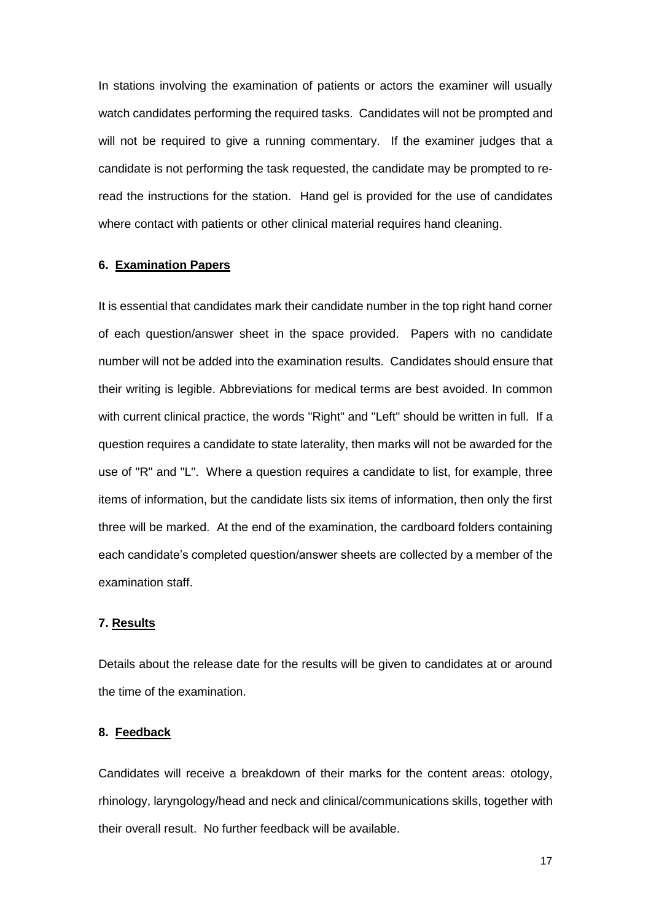In stations involving the examination of patients or actors the examiner will usually watch candidates performing the required tasks. Candidates will not be prompted and will not be required to give a running commentary. If the examiner judges that a candidate is not performing the task requested, the candidate may be prompted to re-read the instructions for the station. Hand gel is provided for the use of candidates where contact with patients or other clinical material requires hand cleaning.

#### 6. Examination Papers

It is essential that candidates mark their candidate number in the top right hand corner of each question/answer sheet in the space provided. Papers with no candidate number will not be added into the examination results. Candidates should ensure that their writing is legible. Abbreviations for medical terms are best avoided. In common with current clinical practice, the words "Right" and "Left" should be written in full. If a question requires a candidate to state laterality, then marks will not be awarded for the use of "R" and "L". Where a question requires a candidate to list, for example, three items of information, but the candidate lists six items of information, then only the first three will be marked. At the end of the examination, the cardboard folders containing each candidate's completed question/answer sheets are collected by a member of the examination staff.

#### 7. Results

Details about the release date for the results will be given to candidates at or around the time of the examination.

#### 8. Feedback

Candidates will receive a breakdown of their marks for the content areas: otology, rhinology, laryngology/head and neck and clinical/communications skills, together with their overall result. No further feedback will be available.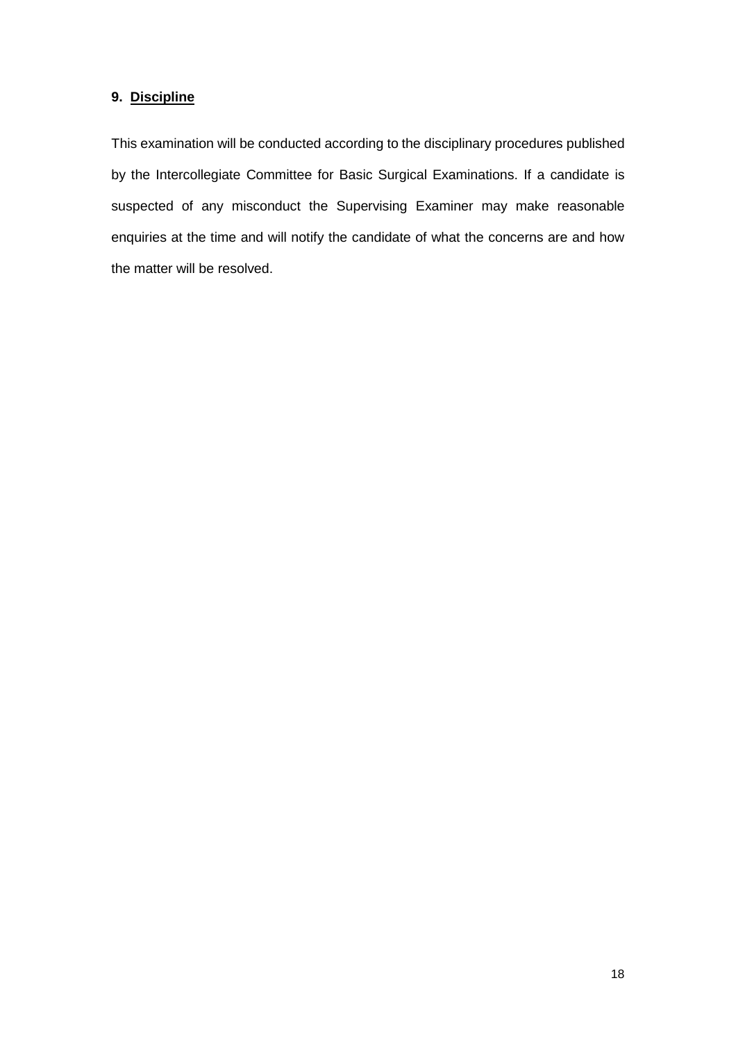## 9. Discipline

This examination will be conducted according to the disciplinary procedures published by the Intercollegiate Committee for Basic Surgical Examinations. If a candidate is suspected of any misconduct the Supervising Examiner may make reasonable enquiries at the time and will notify the candidate of what the concerns are and how the matter will be resolved.